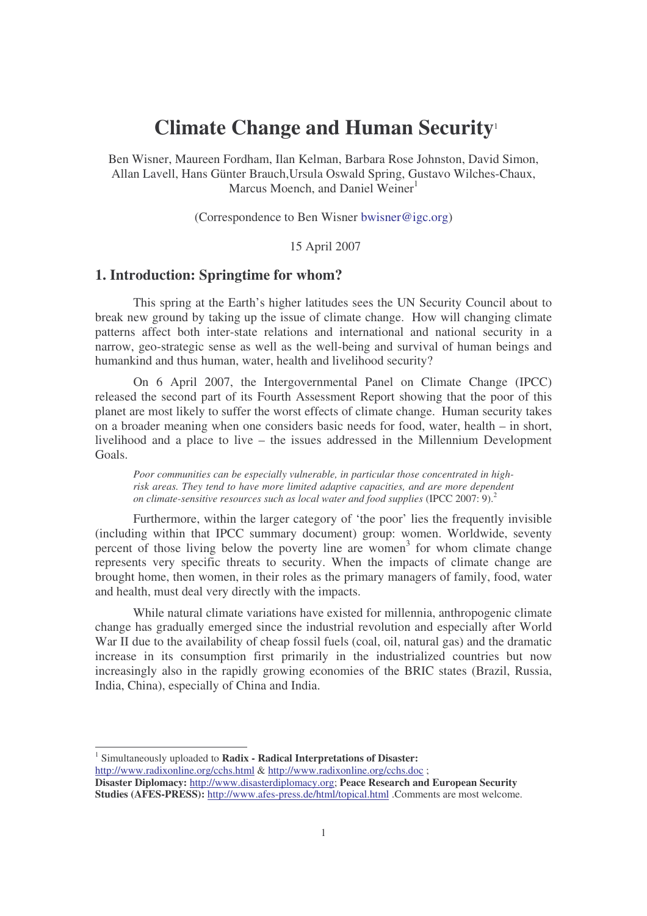# Climate Change and Human Security[1]

Ben Wisner, Maureen Fordham, Ilan Kelman, Barbara Rose Johnston, David Simon, Allan Lavell, Hans Günter Brauch,Ursula Oswald Spring, Gustavo Wilches-Chaux, Marcus Moench, and Daniel Weiner[1]

(Correspondence to Ben Wisner bwisner@igc.org)

15 April 2007

## 1. Introduction: Springtime for whom?

This spring at the Earth's higher latitudes sees the UN Security Council about to break new ground by taking up the issue of climate change. How will changing climate patterns affect both inter-state relations and international and national security in a narrow, geo-strategic sense as well as the well-being and survival of human beings and humankind and thus human, water, health and livelihood security?

On 6 April 2007, the Intergovernmental Panel on Climate Change (IPCC) released the second part of its Fourth Assessment Report showing that the poor of this planet are most likely to suffer the worst effects of climate change. Human security takes on a broader meaning when one considers basic needs for food, water, health – in short, livelihood and a place to live – the issues addressed in the Millennium Development Goals.

> *Poor communities can be especially vulnerable, in particular those concentrated in high-risk areas. They tend to have more limited adaptive capacities, and are more dependent on climate-sensitive resources such as local water and food supplies* (IPCC 2007: 9).[2]

Furthermore, within the larger category of 'the poor' lies the frequently invisible (including within that IPCC summary document) group: women. Worldwide, seventy percent of those living below the poverty line are women[3] for whom climate change represents very specific threats to security. When the impacts of climate change are brought home, then women, in their roles as the primary managers of family, food, water and health, must deal very directly with the impacts.

While natural climate variations have existed for millennia, anthropogenic climate change has gradually emerged since the industrial revolution and especially after World War II due to the availability of cheap fossil fuels (coal, oil, natural gas) and the dramatic increase in its consumption first primarily in the industrialized countries but now increasingly also in the rapidly growing economies of the BRIC states (Brazil, Russia, India, China), especially of China and India.

---

[1] Simultaneously uploaded to **Radix - Radical Interpretations of Disaster:** http://www.radixonline.org/cchs.html & http://www.radixonline.org/cchs.doc ; **Disaster Diplomacy:** http://www.disasterdiplomacy.org; **Peace Research and European Security Studies (AFES-PRESS):** http://www.afes-press.de/html/topical.html .Comments are most welcome.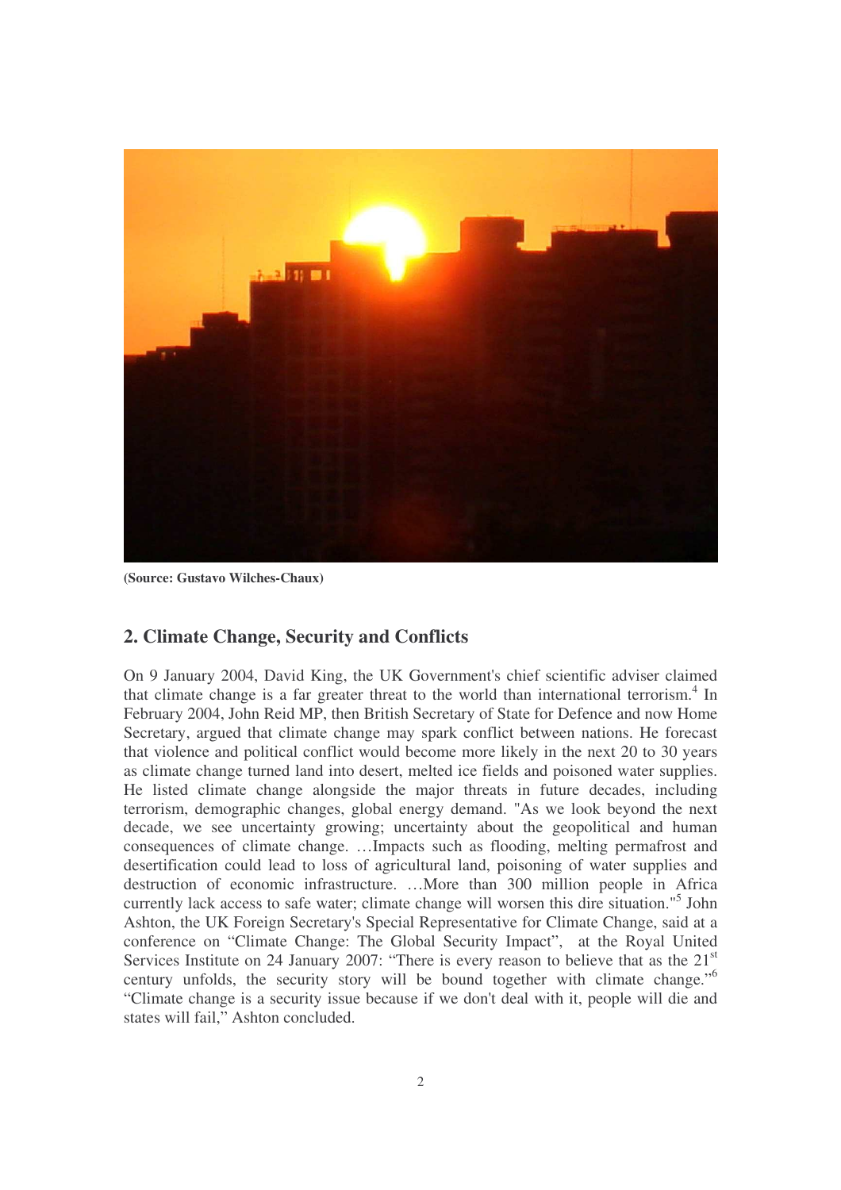**(Source: Gustavo Wilches-Chaux)**

## 2. Climate Change, Security and Conflicts

On 9 January 2004, David King, the UK Government's chief scientific adviser claimed that climate change is a far greater threat to the world than international terrorism.[4] In February 2004, John Reid MP, then British Secretary of State for Defence and now Home Secretary, argued that climate change may spark conflict between nations. He forecast that violence and political conflict would become more likely in the next 20 to 30 years as climate change turned land into desert, melted ice fields and poisoned water supplies. He listed climate change alongside the major threats in future decades, including terrorism, demographic changes, global energy demand. "As we look beyond the next decade, we see uncertainty growing; uncertainty about the geopolitical and human consequences of climate change. …Impacts such as flooding, melting permafrost and desertification could lead to loss of agricultural land, poisoning of water supplies and destruction of economic infrastructure. …More than 300 million people in Africa currently lack access to safe water; climate change will worsen this dire situation."[5] John Ashton, the UK Foreign Secretary's Special Representative for Climate Change, said at a conference on "Climate Change: The Global Security Impact", at the Royal United Services Institute on 24 January 2007: "There is every reason to believe that as the 21st century unfolds, the security story will be bound together with climate change."[6] "Climate change is a security issue because if we don't deal with it, people will die and states will fail," Ashton concluded.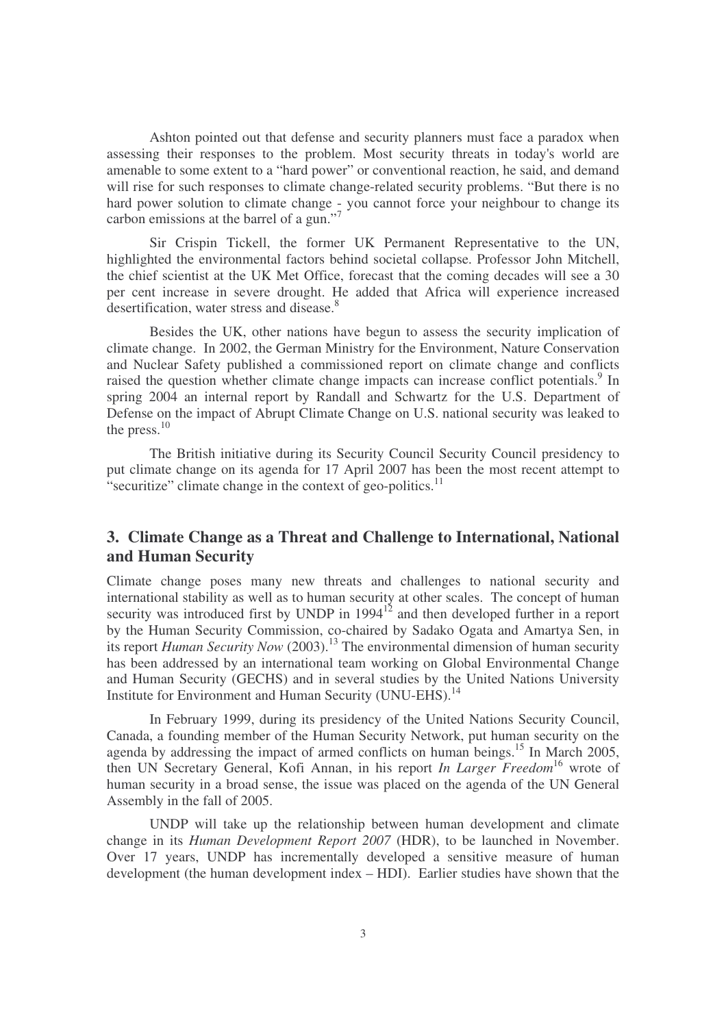Ashton pointed out that defense and security planners must face a paradox when assessing their responses to the problem. Most security threats in today's world are amenable to some extent to a "hard power" or conventional reaction, he said, and demand will rise for such responses to climate change-related security problems. "But there is no hard power solution to climate change - you cannot force your neighbour to change its carbon emissions at the barrel of a gun."[7]

Sir Crispin Tickell, the former UK Permanent Representative to the UN, highlighted the environmental factors behind societal collapse. Professor John Mitchell, the chief scientist at the UK Met Office, forecast that the coming decades will see a 30 per cent increase in severe drought. He added that Africa will experience increased desertification, water stress and disease.[8]

Besides the UK, other nations have begun to assess the security implication of climate change. In 2002, the German Ministry for the Environment, Nature Conservation and Nuclear Safety published a commissioned report on climate change and conflicts raised the question whether climate change impacts can increase conflict potentials.[9] In spring 2004 an internal report by Randall and Schwartz for the U.S. Department of Defense on the impact of Abrupt Climate Change on U.S. national security was leaked to the press.[10]

The British initiative during its Security Council Security Council presidency to put climate change on its agenda for 17 April 2007 has been the most recent attempt to "securitize" climate change in the context of geo-politics.[11]

## 3. Climate Change as a Threat and Challenge to International, National and Human Security

Climate change poses many new threats and challenges to national security and international stability as well as to human security at other scales. The concept of human security was introduced first by UNDP in 1994[12] and then developed further in a report by the Human Security Commission, co-chaired by Sadako Ogata and Amartya Sen, in its report *Human Security Now* (2003).[13] The environmental dimension of human security has been addressed by an international team working on Global Environmental Change and Human Security (GECHS) and in several studies by the United Nations University Institute for Environment and Human Security (UNU-EHS).[14]

In February 1999, during its presidency of the United Nations Security Council, Canada, a founding member of the Human Security Network, put human security on the agenda by addressing the impact of armed conflicts on human beings.[15] In March 2005, then UN Secretary General, Kofi Annan, in his report *In Larger Freedom*[16] wrote of human security in a broad sense, the issue was placed on the agenda of the UN General Assembly in the fall of 2005.

UNDP will take up the relationship between human development and climate change in its *Human Development Report 2007* (HDR), to be launched in November. Over 17 years, UNDP has incrementally developed a sensitive measure of human development (the human development index – HDI). Earlier studies have shown that the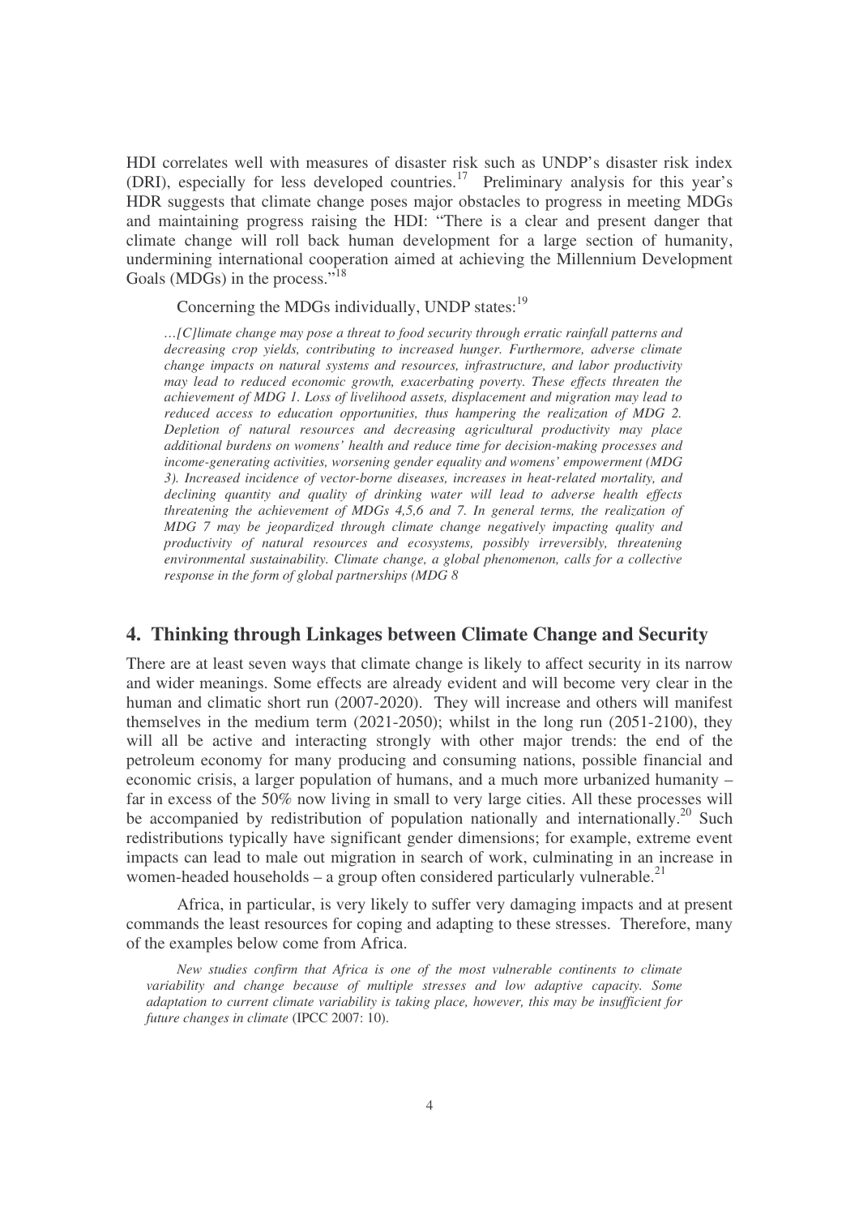HDI correlates well with measures of disaster risk such as UNDP's disaster risk index (DRI), especially for less developed countries.[17] Preliminary analysis for this year's HDR suggests that climate change poses major obstacles to progress in meeting MDGs and maintaining progress raising the HDI: "There is a clear and present danger that climate change will roll back human development for a large section of humanity, undermining international cooperation aimed at achieving the Millennium Development Goals (MDGs) in the process."[18]

Concerning the MDGs individually, UNDP states:[19]

> *…[C]limate change may pose a threat to food security through erratic rainfall patterns and decreasing crop yields, contributing to increased hunger. Furthermore, adverse climate change impacts on natural systems and resources, infrastructure, and labor productivity may lead to reduced economic growth, exacerbating poverty. These effects threaten the achievement of MDG 1. Loss of livelihood assets, displacement and migration may lead to reduced access to education opportunities, thus hampering the realization of MDG 2. Depletion of natural resources and decreasing agricultural productivity may place additional burdens on womens' health and reduce time for decision-making processes and income-generating activities, worsening gender equality and womens' empowerment (MDG 3). Increased incidence of vector-borne diseases, increases in heat-related mortality, and declining quantity and quality of drinking water will lead to adverse health effects threatening the achievement of MDGs 4,5,6 and 7. In general terms, the realization of MDG 7 may be jeopardized through climate change negatively impacting quality and productivity of natural resources and ecosystems, possibly irreversibly, threatening environmental sustainability. Climate change, a global phenomenon, calls for a collective response in the form of global partnerships (MDG 8*

## 4. Thinking through Linkages between Climate Change and Security

There are at least seven ways that climate change is likely to affect security in its narrow and wider meanings. Some effects are already evident and will become very clear in the human and climatic short run (2007-2020). They will increase and others will manifest themselves in the medium term (2021-2050); whilst in the long run (2051-2100), they will all be active and interacting strongly with other major trends: the end of the petroleum economy for many producing and consuming nations, possible financial and economic crisis, a larger population of humans, and a much more urbanized humanity – far in excess of the 50% now living in small to very large cities. All these processes will be accompanied by redistribution of population nationally and internationally.[20] Such redistributions typically have significant gender dimensions; for example, extreme event impacts can lead to male out migration in search of work, culminating in an increase in women-headed households – a group often considered particularly vulnerable.[21]

Africa, in particular, is very likely to suffer very damaging impacts and at present commands the least resources for coping and adapting to these stresses. Therefore, many of the examples below come from Africa.

> *New studies confirm that Africa is one of the most vulnerable continents to climate variability and change because of multiple stresses and low adaptive capacity. Some adaptation to current climate variability is taking place, however, this may be insufficient for future changes in climate* (IPCC 2007: 10).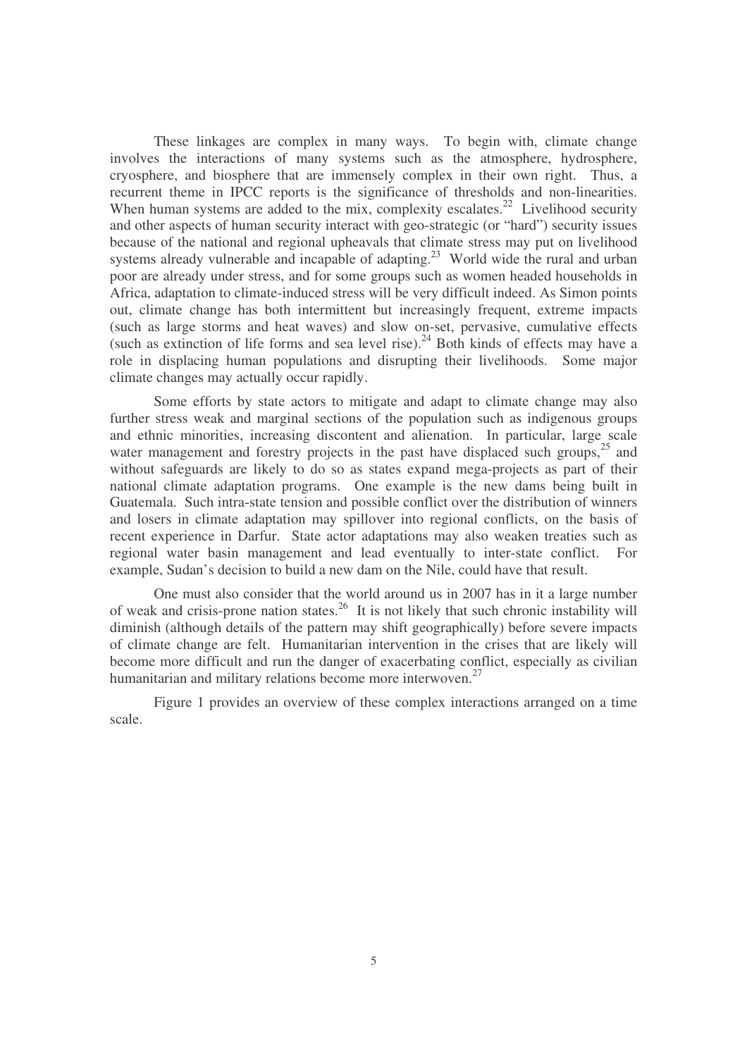These linkages are complex in many ways. To begin with, climate change involves the interactions of many systems such as the atmosphere, hydrosphere, cryosphere, and biosphere that are immensely complex in their own right. Thus, a recurrent theme in IPCC reports is the significance of thresholds and non-linearities. When human systems are added to the mix, complexity escalates.[22] Livelihood security and other aspects of human security interact with geo-strategic (or "hard") security issues because of the national and regional upheavals that climate stress may put on livelihood systems already vulnerable and incapable of adapting.[23] World wide the rural and urban poor are already under stress, and for some groups such as women headed households in Africa, adaptation to climate-induced stress will be very difficult indeed. As Simon points out, climate change has both intermittent but increasingly frequent, extreme impacts (such as large storms and heat waves) and slow on-set, pervasive, cumulative effects (such as extinction of life forms and sea level rise).[24] Both kinds of effects may have a role in displacing human populations and disrupting their livelihoods. Some major climate changes may actually occur rapidly.

Some efforts by state actors to mitigate and adapt to climate change may also further stress weak and marginal sections of the population such as indigenous groups and ethnic minorities, increasing discontent and alienation. In particular, large scale water management and forestry projects in the past have displaced such groups,[25] and without safeguards are likely to do so as states expand mega-projects as part of their national climate adaptation programs. One example is the new dams being built in Guatemala. Such intra-state tension and possible conflict over the distribution of winners and losers in climate adaptation may spillover into regional conflicts, on the basis of recent experience in Darfur. State actor adaptations may also weaken treaties such as regional water basin management and lead eventually to inter-state conflict. For example, Sudan's decision to build a new dam on the Nile, could have that result.

One must also consider that the world around us in 2007 has in it a large number of weak and crisis-prone nation states.[26] It is not likely that such chronic instability will diminish (although details of the pattern may shift geographically) before severe impacts of climate change are felt. Humanitarian intervention in the crises that are likely will become more difficult and run the danger of exacerbating conflict, especially as civilian humanitarian and military relations become more interwoven.[27]

Figure 1 provides an overview of these complex interactions arranged on a time scale.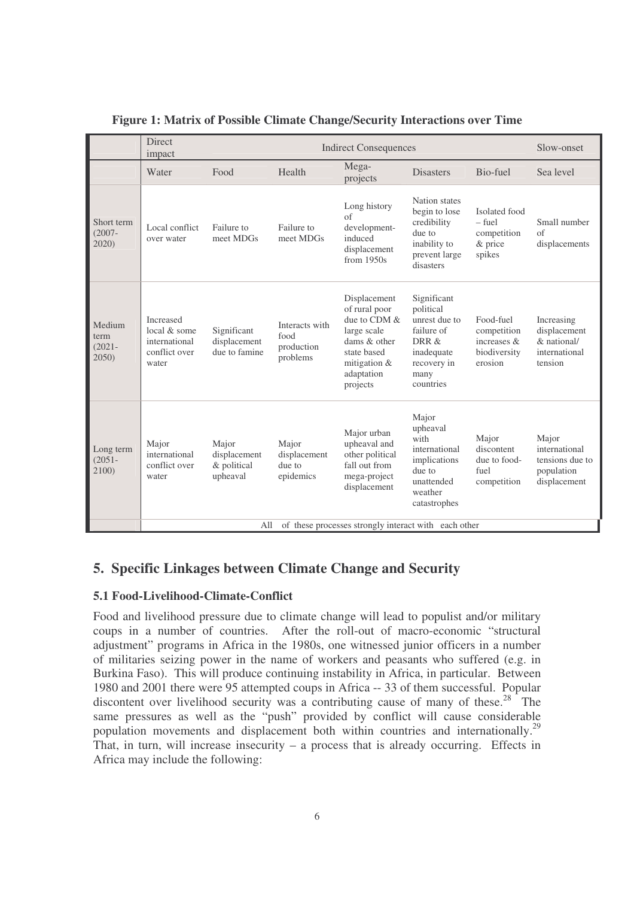**Figure 1: Matrix of Possible Climate Change/Security Interactions over Time**

| | Direct impact | Indirect Consequences | | | | | Slow-onset |
|---|---|---|---|---|---|---|---|
| | Water | Food | Health | Mega-projects | Disasters | Bio-fuel | Sea level |
| Short term (2007-2020) | Local conflict over water | Failure to meet MDGs | Failure to meet MDGs | Long history of development-induced displacement from 1950s | Nation states begin to lose credibility due to inability to prevent large disasters | Isolated food – fuel competition & price spikes | Small number of displacements |
| Medium term (2021-2050) | Increased local & some international conflict over water | Significant displacement due to famine | Interacts with food production problems | Displacement of rural poor due to CDM & large scale dams & other state based mitigation & adaptation projects | Significant political unrest due to failure of DRR & inadequate recovery in many countries | Food-fuel competition increases & biodiversity erosion | Increasing displacement & national/ international tension |
| Long term (2051-2100) | Major international conflict over water | Major displacement & political upheaval | Major displacement due to epidemics | Major urban upheaval and other political fall out from mega-project displacement | Major upheaval with international implications due to unattended weather catastrophes | Major discontent due to food-fuel competition | Major international tensions due to population displacement |
| | All of these processes strongly interact with each other | | | | | | |

## 5. Specific Linkages between Climate Change and Security

### 5.1 Food-Livelihood-Climate-Conflict

Food and livelihood pressure due to climate change will lead to populist and/or military coups in a number of countries. After the roll-out of macro-economic "structural adjustment" programs in Africa in the 1980s, one witnessed junior officers in a number of militaries seizing power in the name of workers and peasants who suffered (e.g. in Burkina Faso). This will produce continuing instability in Africa, in particular. Between 1980 and 2001 there were 95 attempted coups in Africa -- 33 of them successful. Popular discontent over livelihood security was a contributing cause of many of these.[28] The same pressures as well as the "push" provided by conflict will cause considerable population movements and displacement both within countries and internationally.[29] That, in turn, will increase insecurity – a process that is already occurring. Effects in Africa may include the following: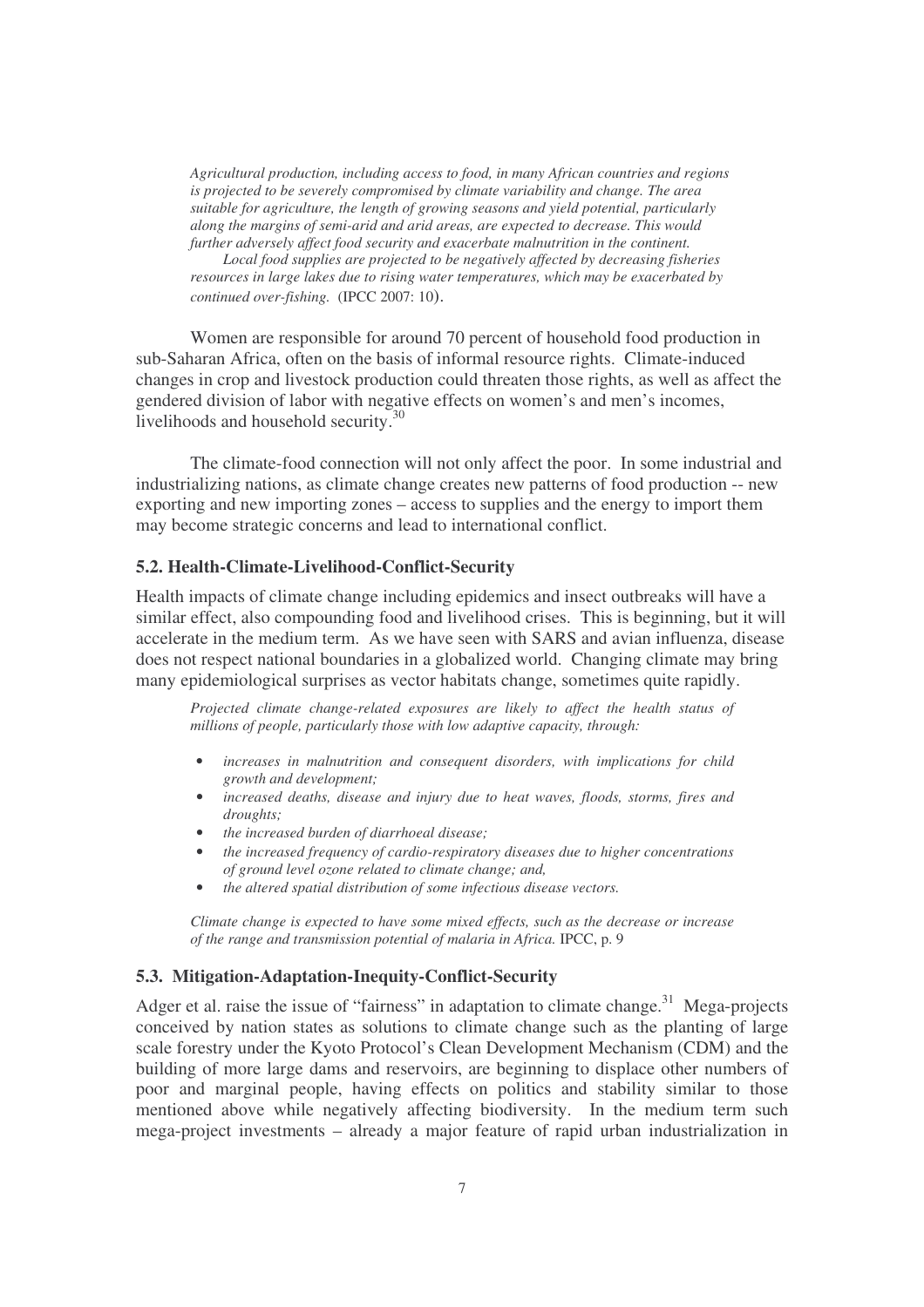> *Agricultural production, including access to food, in many African countries and regions is projected to be severely compromised by climate variability and change. The area suitable for agriculture, the length of growing seasons and yield potential, particularly along the margins of semi-arid and arid areas, are expected to decrease. This would further adversely affect food security and exacerbate malnutrition in the continent.*
>
> *Local food supplies are projected to be negatively affected by decreasing fisheries resources in large lakes due to rising water temperatures, which may be exacerbated by continued over-fishing.* (IPCC 2007: 10).

Women are responsible for around 70 percent of household food production in sub-Saharan Africa, often on the basis of informal resource rights. Climate-induced changes in crop and livestock production could threaten those rights, as well as affect the gendered division of labor with negative effects on women's and men's incomes, livelihoods and household security.[30]

The climate-food connection will not only affect the poor. In some industrial and industrializing nations, as climate change creates new patterns of food production -- new exporting and new importing zones – access to supplies and the energy to import them may become strategic concerns and lead to international conflict.

### 5.2. Health-Climate-Livelihood-Conflict-Security

Health impacts of climate change including epidemics and insect outbreaks will have a similar effect, also compounding food and livelihood crises. This is beginning, but it will accelerate in the medium term. As we have seen with SARS and avian influenza, disease does not respect national boundaries in a globalized world. Changing climate may bring many epidemiological surprises as vector habitats change, sometimes quite rapidly.

> *Projected climate change-related exposures are likely to affect the health status of millions of people, particularly those with low adaptive capacity, through:*
>
> - *increases in malnutrition and consequent disorders, with implications for child growth and development;*
> - *increased deaths, disease and injury due to heat waves, floods, storms, fires and droughts;*
> - *the increased burden of diarrhoeal disease;*
> - *the increased frequency of cardio-respiratory diseases due to higher concentrations of ground level ozone related to climate change; and,*
> - *the altered spatial distribution of some infectious disease vectors.*
>
> *Climate change is expected to have some mixed effects, such as the decrease or increase of the range and transmission potential of malaria in Africa.* IPCC, p. 9

### 5.3. Mitigation-Adaptation-Inequity-Conflict-Security

Adger et al. raise the issue of "fairness" in adaptation to climate change.[31] Mega-projects conceived by nation states as solutions to climate change such as the planting of large scale forestry under the Kyoto Protocol's Clean Development Mechanism (CDM) and the building of more large dams and reservoirs, are beginning to displace other numbers of poor and marginal people, having effects on politics and stability similar to those mentioned above while negatively affecting biodiversity. In the medium term such mega-project investments – already a major feature of rapid urban industrialization in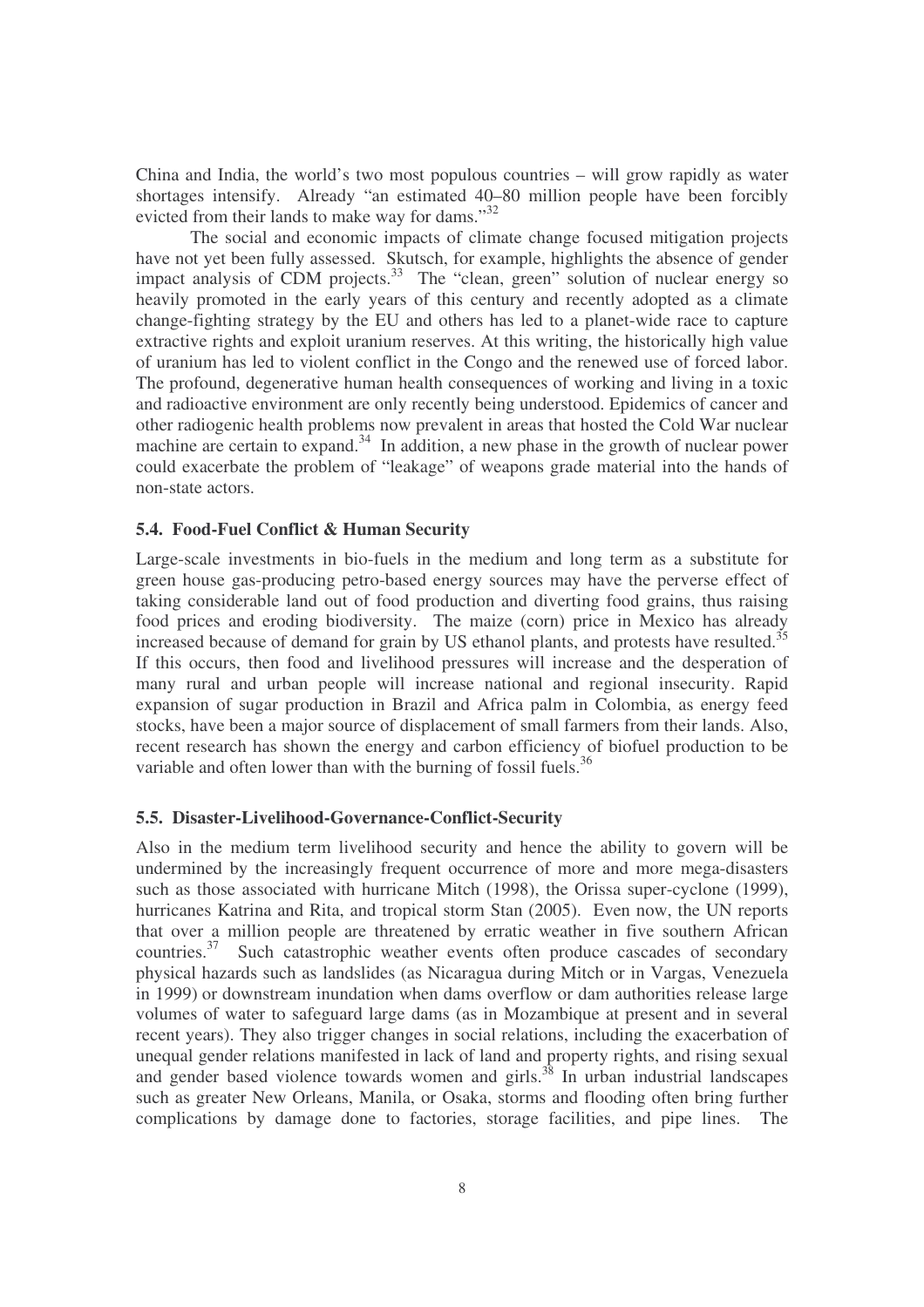China and India, the world's two most populous countries – will grow rapidly as water shortages intensify. Already "an estimated 40–80 million people have been forcibly evicted from their lands to make way for dams."[32]

The social and economic impacts of climate change focused mitigation projects have not yet been fully assessed. Skutsch, for example, highlights the absence of gender impact analysis of CDM projects.[33] The "clean, green" solution of nuclear energy so heavily promoted in the early years of this century and recently adopted as a climate change-fighting strategy by the EU and others has led to a planet-wide race to capture extractive rights and exploit uranium reserves. At this writing, the historically high value of uranium has led to violent conflict in the Congo and the renewed use of forced labor. The profound, degenerative human health consequences of working and living in a toxic and radioactive environment are only recently being understood. Epidemics of cancer and other radiogenic health problems now prevalent in areas that hosted the Cold War nuclear machine are certain to expand.[34] In addition, a new phase in the growth of nuclear power could exacerbate the problem of "leakage" of weapons grade material into the hands of non-state actors.

### 5.4. Food-Fuel Conflict & Human Security

Large-scale investments in bio-fuels in the medium and long term as a substitute for green house gas-producing petro-based energy sources may have the perverse effect of taking considerable land out of food production and diverting food grains, thus raising food prices and eroding biodiversity. The maize (corn) price in Mexico has already increased because of demand for grain by US ethanol plants, and protests have resulted.[35] If this occurs, then food and livelihood pressures will increase and the desperation of many rural and urban people will increase national and regional insecurity. Rapid expansion of sugar production in Brazil and Africa palm in Colombia, as energy feed stocks, have been a major source of displacement of small farmers from their lands. Also, recent research has shown the energy and carbon efficiency of biofuel production to be variable and often lower than with the burning of fossil fuels.[36]

### 5.5. Disaster-Livelihood-Governance-Conflict-Security

Also in the medium term livelihood security and hence the ability to govern will be undermined by the increasingly frequent occurrence of more and more mega-disasters such as those associated with hurricane Mitch (1998), the Orissa super-cyclone (1999), hurricanes Katrina and Rita, and tropical storm Stan (2005). Even now, the UN reports that over a million people are threatened by erratic weather in five southern African countries.[37] Such catastrophic weather events often produce cascades of secondary physical hazards such as landslides (as Nicaragua during Mitch or in Vargas, Venezuela in 1999) or downstream inundation when dams overflow or dam authorities release large volumes of water to safeguard large dams (as in Mozambique at present and in several recent years). They also trigger changes in social relations, including the exacerbation of unequal gender relations manifested in lack of land and property rights, and rising sexual and gender based violence towards women and girls.[38] In urban industrial landscapes such as greater New Orleans, Manila, or Osaka, storms and flooding often bring further complications by damage done to factories, storage facilities, and pipe lines. The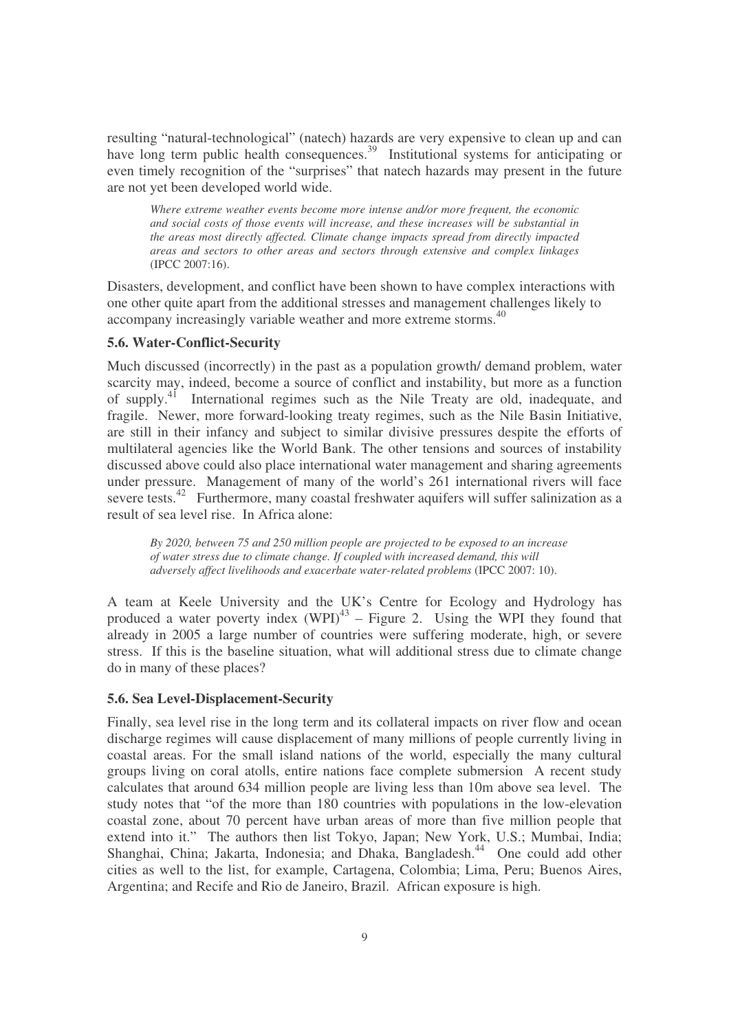resulting "natural-technological" (natech) hazards are very expensive to clean up and can have long term public health consequences.[39] Institutional systems for anticipating or even timely recognition of the "surprises" that natech hazards may present in the future are not yet been developed world wide.

> *Where extreme weather events become more intense and/or more frequent, the economic and social costs of those events will increase, and these increases will be substantial in the areas most directly affected. Climate change impacts spread from directly impacted areas and sectors to other areas and sectors through extensive and complex linkages* (IPCC 2007:16).

Disasters, development, and conflict have been shown to have complex interactions with one other quite apart from the additional stresses and management challenges likely to accompany increasingly variable weather and more extreme storms.[40]

### 5.6. Water-Conflict-Security

Much discussed (incorrectly) in the past as a population growth/ demand problem, water scarcity may, indeed, become a source of conflict and instability, but more as a function of supply.[41] International regimes such as the Nile Treaty are old, inadequate, and fragile. Newer, more forward-looking treaty regimes, such as the Nile Basin Initiative, are still in their infancy and subject to similar divisive pressures despite the efforts of multilateral agencies like the World Bank. The other tensions and sources of instability discussed above could also place international water management and sharing agreements under pressure. Management of many of the world's 261 international rivers will face severe tests.[42] Furthermore, many coastal freshwater aquifers will suffer salinization as a result of sea level rise. In Africa alone:

> *By 2020, between 75 and 250 million people are projected to be exposed to an increase of water stress due to climate change. If coupled with increased demand, this will adversely affect livelihoods and exacerbate water-related problems* (IPCC 2007: 10).

A team at Keele University and the UK's Centre for Ecology and Hydrology has produced a water poverty index (WPI)[43] – Figure 2. Using the WPI they found that already in 2005 a large number of countries were suffering moderate, high, or severe stress. If this is the baseline situation, what will additional stress due to climate change do in many of these places?

### 5.6. Sea Level-Displacement-Security

Finally, sea level rise in the long term and its collateral impacts on river flow and ocean discharge regimes will cause displacement of many millions of people currently living in coastal areas. For the small island nations of the world, especially the many cultural groups living on coral atolls, entire nations face complete submersion A recent study calculates that around 634 million people are living less than 10m above sea level. The study notes that "of the more than 180 countries with populations in the low-elevation coastal zone, about 70 percent have urban areas of more than five million people that extend into it." The authors then list Tokyo, Japan; New York, U.S.; Mumbai, India; Shanghai, China; Jakarta, Indonesia; and Dhaka, Bangladesh.[44] One could add other cities as well to the list, for example, Cartagena, Colombia; Lima, Peru; Buenos Aires, Argentina; and Recife and Rio de Janeiro, Brazil. African exposure is high.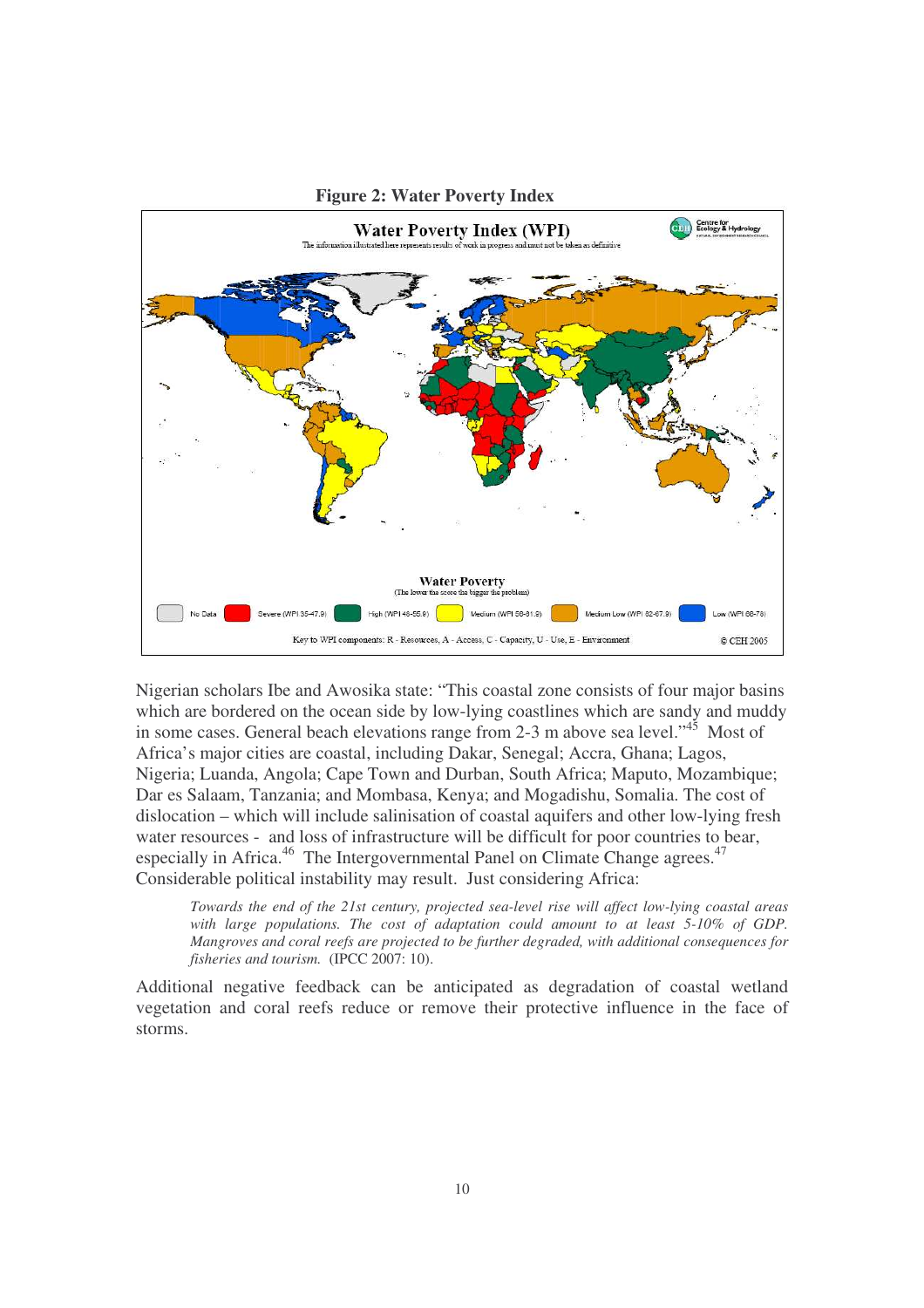**Figure 2: Water Poverty Index**

Nigerian scholars Ibe and Awosika state: "This coastal zone consists of four major basins which are bordered on the ocean side by low-lying coastlines which are sandy and muddy in some cases. General beach elevations range from 2-3 m above sea level."[45] Most of Africa's major cities are coastal, including Dakar, Senegal; Accra, Ghana; Lagos, Nigeria; Luanda, Angola; Cape Town and Durban, South Africa; Maputo, Mozambique; Dar es Salaam, Tanzania; and Mombasa, Kenya; and Mogadishu, Somalia. The cost of dislocation – which will include salinisation of coastal aquifers and other low-lying fresh water resources - and loss of infrastructure will be difficult for poor countries to bear, especially in Africa.[46] The Intergovernmental Panel on Climate Change agrees.[47] Considerable political instability may result. Just considering Africa:

> *Towards the end of the 21st century, projected sea-level rise will affect low-lying coastal areas with large populations. The cost of adaptation could amount to at least 5-10% of GDP. Mangroves and coral reefs are projected to be further degraded, with additional consequences for fisheries and tourism.* (IPCC 2007: 10).

Additional negative feedback can be anticipated as degradation of coastal wetland vegetation and coral reefs reduce or remove their protective influence in the face of storms.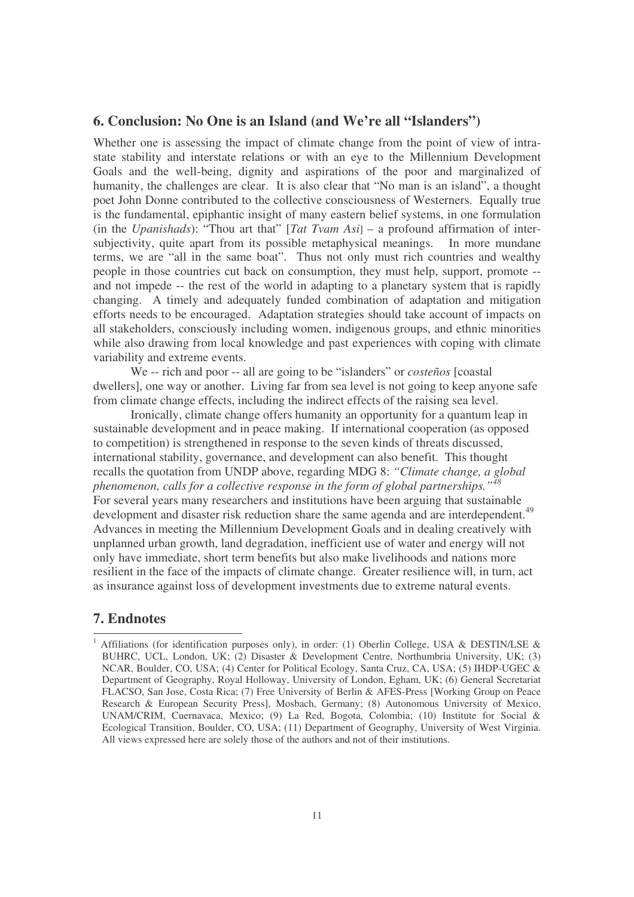## 6. Conclusion: No One is an Island (and We're all "Islanders")

Whether one is assessing the impact of climate change from the point of view of intra-state stability and interstate relations or with an eye to the Millennium Development Goals and the well-being, dignity and aspirations of the poor and marginalized of humanity, the challenges are clear. It is also clear that "No man is an island", a thought poet John Donne contributed to the collective consciousness of Westerners. Equally true is the fundamental, epiphantic insight of many eastern belief systems, in one formulation (in the *Upanishads*): "Thou art that" [*Tat Tvam Asi*] – a profound affirmation of inter-subjectivity, quite apart from its possible metaphysical meanings. In more mundane terms, we are "all in the same boat". Thus not only must rich countries and wealthy people in those countries cut back on consumption, they must help, support, promote -- and not impede -- the rest of the world in adapting to a planetary system that is rapidly changing. A timely and adequately funded combination of adaptation and mitigation efforts needs to be encouraged. Adaptation strategies should take account of impacts on all stakeholders, consciously including women, indigenous groups, and ethnic minorities while also drawing from local knowledge and past experiences with coping with climate variability and extreme events.

We -- rich and poor -- all are going to be "islanders" or *costeños* [coastal dwellers], one way or another. Living far from sea level is not going to keep anyone safe from climate change effects, including the indirect effects of the raising sea level.

Ironically, climate change offers humanity an opportunity for a quantum leap in sustainable development and in peace making. If international cooperation (as opposed to competition) is strengthened in response to the seven kinds of threats discussed, international stability, governance, and development can also benefit. This thought recalls the quotation from UNDP above, regarding MDG 8: *"Climate change, a global phenomenon, calls for a collective response in the form of global partnerships."*[48] For several years many researchers and institutions have been arguing that sustainable development and disaster risk reduction share the same agenda and are interdependent.[49] Advances in meeting the Millennium Development Goals and in dealing creatively with unplanned urban growth, land degradation, inefficient use of water and energy will not only have immediate, short term benefits but also make livelihoods and nations more resilient in the face of the impacts of climate change. Greater resilience will, in turn, act as insurance against loss of development investments due to extreme natural events.

## 7. Endnotes

[1] Affiliations (for identification purposes only), in order: (1) Oberlin College, USA & DESTIN/LSE & BUHRC, UCL, London, UK; (2) Disaster & Development Centre, Northumbria University, UK; (3) NCAR, Boulder, CO, USA; (4) Center for Political Ecology, Santa Cruz, CA, USA; (5) IHDP-UGEC & Department of Geography, Royal Holloway, University of London, Egham, UK; (6) General Secretariat FLACSO, San Jose, Costa Rica; (7) Free University of Berlin & AFES-Press [Working Group on Peace Research & European Security Press], Mosbach, Germany; (8) Autonomous University of Mexico, UNAM/CRIM, Cuernavaca, Mexico; (9) La Red, Bogota, Colombia; (10) Institute for Social & Ecological Transition, Boulder, CO, USA; (11) Department of Geography, University of West Virginia. All views expressed here are solely those of the authors and not of their institutions.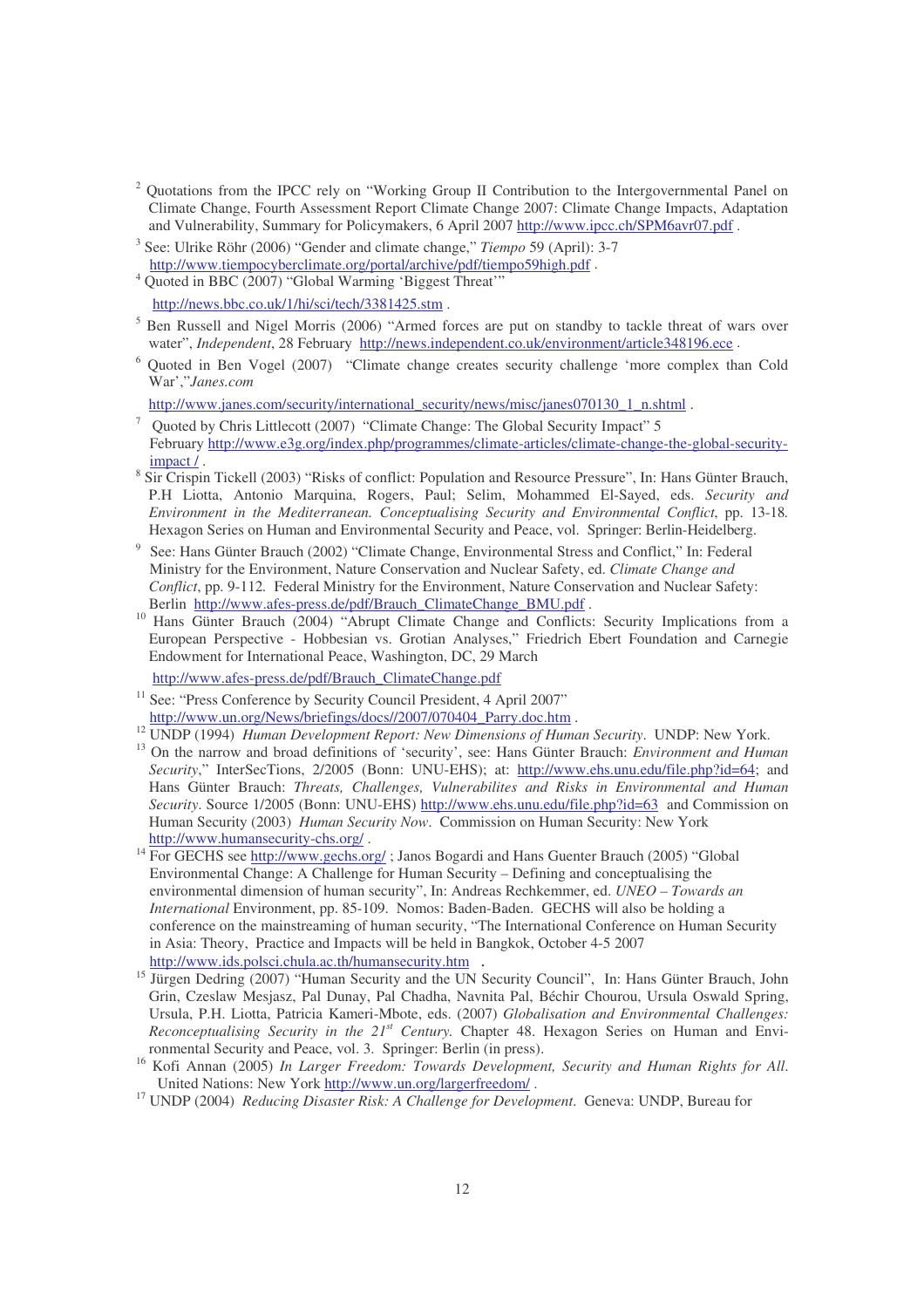[2] Quotations from the IPCC rely on "Working Group II Contribution to the Intergovernmental Panel on Climate Change, Fourth Assessment Report Climate Change 2007: Climate Change Impacts, Adaptation and Vulnerability, Summary for Policymakers, 6 April 2007 http://www.ipcc.ch/SPM6avr07.pdf .

[3] See: Ulrike Röhr (2006) "Gender and climate change," *Tiempo* 59 (April): 3-7 http://www.tiempocyberclimate.org/portal/archive/pdf/tiempo59high.pdf .

[4] Quoted in BBC (2007) "Global Warming 'Biggest Threat'" http://news.bbc.co.uk/1/hi/sci/tech/3381425.stm .

[5] Ben Russell and Nigel Morris (2006) "Armed forces are put on standby to tackle threat of wars over water", *Independent*, 28 February http://news.independent.co.uk/environment/article348196.ece .

[6] Quoted in Ben Vogel (2007) "Climate change creates security challenge 'more complex than Cold War'," *Janes.com* http://www.janes.com/security/international_security/news/misc/janes070130_1_n.shtml .

[7] Quoted by Chris Littlecott (2007) "Climate Change: The Global Security Impact" 5 February http://www.e3g.org/index.php/programmes/climate-articles/climate-change-the-global-security-impact / .

[8] Sir Crispin Tickell (2003) "Risks of conflict: Population and Resource Pressure", In: Hans Günter Brauch, P.H Liotta, Antonio Marquina, Rogers, Paul; Selim, Mohammed El-Sayed, eds. *Security and Environment in the Mediterranean. Conceptualising Security and Environmental Conflict*, pp. 13-18. Hexagon Series on Human and Environmental Security and Peace, vol. Springer: Berlin-Heidelberg.

[9] See: Hans Günter Brauch (2002) "Climate Change, Environmental Stress and Conflict," In: Federal Ministry for the Environment, Nature Conservation and Nuclear Safety, ed. *Climate Change and Conflict*, pp. 9-112. Federal Ministry for the Environment, Nature Conservation and Nuclear Safety: Berlin http://www.afes-press.de/pdf/Brauch_ClimateChange_BMU.pdf .

[10] Hans Günter Brauch (2004) "Abrupt Climate Change and Conflicts: Security Implications from a European Perspective - Hobbesian vs. Grotian Analyses," Friedrich Ebert Foundation and Carnegie Endowment for International Peace, Washington, DC, 29 March http://www.afes-press.de/pdf/Brauch_ClimateChange.pdf

[11] See: "Press Conference by Security Council President, 4 April 2007" http://www.un.org/News/briefings/docs//2007/070404_Parry.doc.htm .

[12] UNDP (1994) *Human Development Report: New Dimensions of Human Security*. UNDP: New York.

[13] On the narrow and broad definitions of 'security', see: Hans Günter Brauch: *Environment and Human Security*," InterSecTions, 2/2005 (Bonn: UNU-EHS); at: http://www.ehs.unu.edu/file.php?id=64; and Hans Günter Brauch: *Threats, Challenges, Vulnerabilites and Risks in Environmental and Human Security*. Source 1/2005 (Bonn: UNU-EHS) http://www.ehs.unu.edu/file.php?id=63 and Commission on Human Security (2003) *Human Security Now*. Commission on Human Security: New York http://www.humansecurity-chs.org/ .

[14] For GECHS see http://www.gechs.org/ ; Janos Bogardi and Hans Guenter Brauch (2005) "Global Environmental Change: A Challenge for Human Security – Defining and conceptualising the environmental dimension of human security", In: Andreas Rechkemmer, ed. *UNEO – Towards an International* Environment, pp. 85-109. Nomos: Baden-Baden. GECHS will also be holding a conference on the mainstreaming of human security, "The International Conference on Human Security in Asia: Theory, Practice and Impacts will be held in Bangkok, October 4-5 2007 http://www.ids.polsci.chula.ac.th/humansecurity.htm .

[15] Jürgen Dedring (2007) "Human Security and the UN Security Council", In: Hans Günter Brauch, John Grin, Czeslaw Mesjasz, Pal Dunay, Pal Chadha, Navnita Pal, Béchir Chourou, Ursula Oswald Spring, Ursula, P.H. Liotta, Patricia Kameri-Mbote, eds. (2007) *Globalisation and Environmental Challenges: Reconceptualising Security in the 21st Century*. Chapter 48. Hexagon Series on Human and Environmental Security and Peace, vol. 3. Springer: Berlin (in press).

[16] Kofi Annan (2005) *In Larger Freedom: Towards Development, Security and Human Rights for All*. United Nations: New York http://www.un.org/largerfreedom/ .

[17] UNDP (2004) *Reducing Disaster Risk: A Challenge for Development*. Geneva: UNDP, Bureau for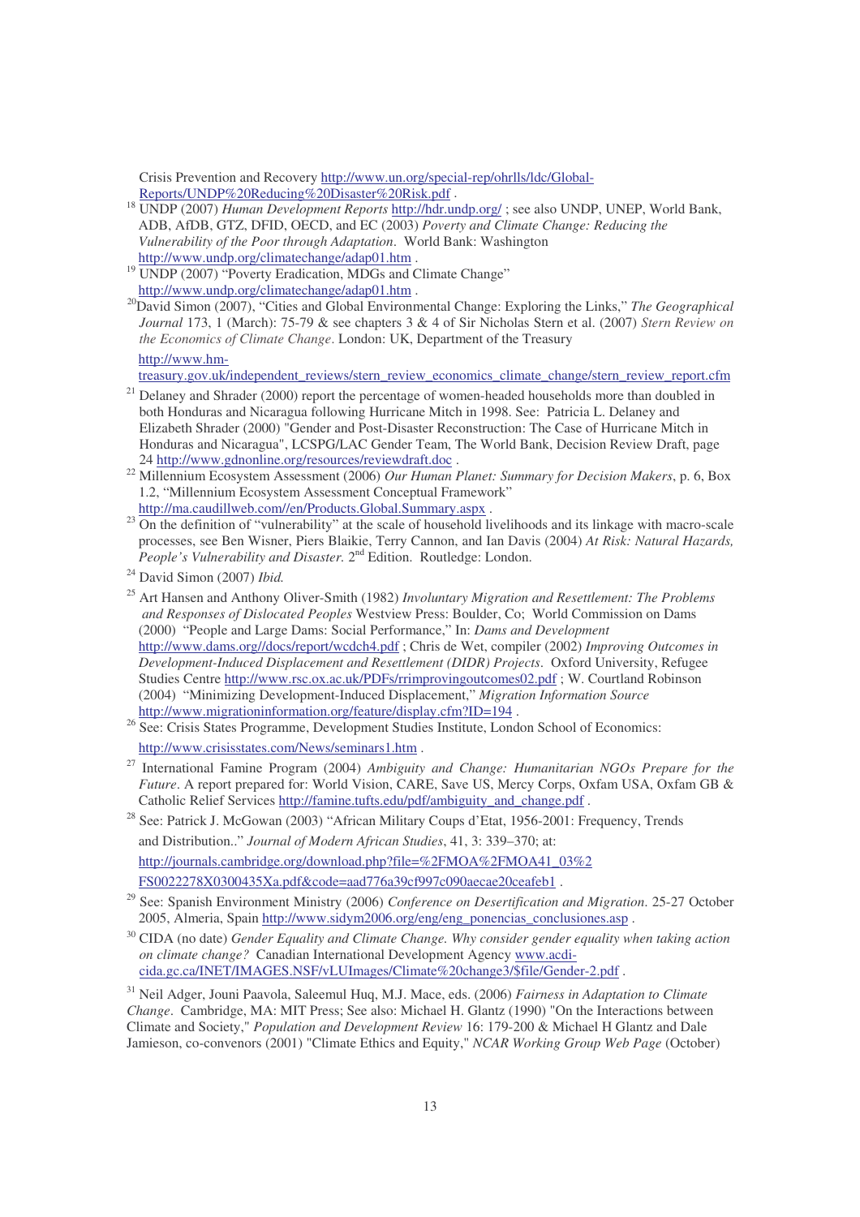Crisis Prevention and Recovery http://www.un.org/special-rep/ohrlls/ldc/Global-Reports/UNDP%20Reducing%20Disaster%20Risk.pdf .

[18] UNDP (2007) *Human Development Reports* http://hdr.undp.org/ ; see also UNDP, UNEP, World Bank, ADB, AfDB, GTZ, DFID, OECD, and EC (2003) *Poverty and Climate Change: Reducing the Vulnerability of the Poor through Adaptation*. World Bank: Washington http://www.undp.org/climatechange/adap01.htm .

[19] UNDP (2007) "Poverty Eradication, MDGs and Climate Change" http://www.undp.org/climatechange/adap01.htm .

[20] David Simon (2007), "Cities and Global Environmental Change: Exploring the Links," *The Geographical Journal* 173, 1 (March): 75-79 & see chapters 3 & 4 of Sir Nicholas Stern et al. (2007) *Stern Review on the Economics of Climate Change*. London: UK, Department of the Treasury http://www.hm-treasury.gov.uk/independent_reviews/stern_review_economics_climate_change/stern_review_report.cfm

[21] Delaney and Shrader (2000) report the percentage of women-headed households more than doubled in both Honduras and Nicaragua following Hurricane Mitch in 1998. See: Patricia L. Delaney and Elizabeth Shrader (2000) "Gender and Post-Disaster Reconstruction: The Case of Hurricane Mitch in Honduras and Nicaragua", LCSPG/LAC Gender Team, The World Bank, Decision Review Draft, page 24 http://www.gdnonline.org/resources/reviewdraft.doc .

[22] Millennium Ecosystem Assessment (2006) *Our Human Planet: Summary for Decision Makers*, p. 6, Box 1.2, "Millennium Ecosystem Assessment Conceptual Framework" http://ma.caudillweb.com//en/Products.Global.Summary.aspx .

[23] On the definition of "vulnerability" at the scale of household livelihoods and its linkage with macro-scale processes, see Ben Wisner, Piers Blaikie, Terry Cannon, and Ian Davis (2004) *At Risk: Natural Hazards, People's Vulnerability and Disaster.* 2nd Edition. Routledge: London.

[24] David Simon (2007) *Ibid.*

[25] Art Hansen and Anthony Oliver-Smith (1982) *Involuntary Migration and Resettlement: The Problems and Responses of Dislocated Peoples* Westview Press: Boulder, Co; World Commission on Dams (2000) "People and Large Dams: Social Performance," In: *Dams and Development* http://www.dams.org//docs/report/wcdch4.pdf ; Chris de Wet, compiler (2002) *Improving Outcomes in Development-Induced Displacement and Resettlement (DIDR) Projects*. Oxford University, Refugee Studies Centre http://www.rsc.ox.ac.uk/PDFs/rrimprovingoutcomes02.pdf ; W. Courtland Robinson (2004) "Minimizing Development-Induced Displacement," *Migration Information Source* http://www.migrationinformation.org/feature/display.cfm?ID=194 .

[26] See: Crisis States Programme, Development Studies Institute, London School of Economics: http://www.crisisstates.com/News/seminars1.htm .

[27] International Famine Program (2004) *Ambiguity and Change: Humanitarian NGOs Prepare for the Future*. A report prepared for: World Vision, CARE, Save US, Mercy Corps, Oxfam USA, Oxfam GB & Catholic Relief Services http://famine.tufts.edu/pdf/ambiguity_and_change.pdf .

[28] See: Patrick J. McGowan (2003) "African Military Coups d'Etat, 1956-2001: Frequency, Trends and Distribution.." *Journal of Modern African Studies*, 41, 3: 339–370; at: http://journals.cambridge.org/download.php?file=%2FMOA%2FMOA41_03%2FS0022278X0300435Xa.pdf&code=aad776a39cf997c090aecae20ceafeb1 .

[29] See: Spanish Environment Ministry (2006) *Conference on Desertification and Migration*. 25-27 October 2005, Almeria, Spain http://www.sidym2006.org/eng/eng_ponencias_conclusiones.asp .

[30] CIDA (no date) *Gender Equality and Climate Change. Why consider gender equality when taking action on climate change?* Canadian International Development Agency www.acdi-cida.gc.ca/INET/IMAGES.NSF/vLUImages/Climate%20change3/$file/Gender-2.pdf .

[31] Neil Adger, Jouni Paavola, Saleemul Huq, M.J. Mace, eds. (2006) *Fairness in Adaptation to Climate Change*. Cambridge, MA: MIT Press; See also: Michael H. Glantz (1990) "On the Interactions between Climate and Society," *Population and Development Review* 16: 179-200 & Michael H Glantz and Dale Jamieson, co-convenors (2001) "Climate Ethics and Equity," *NCAR Working Group Web Page* (October)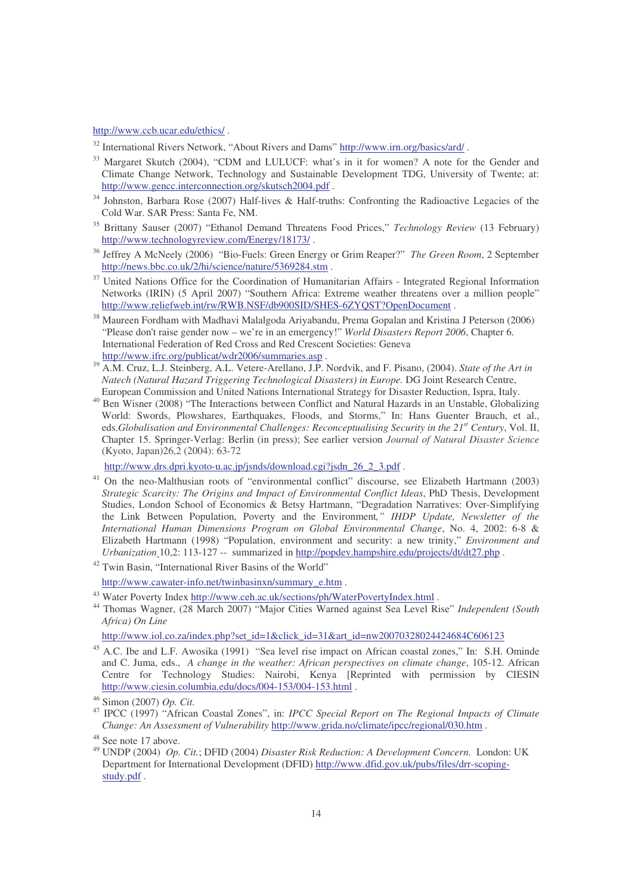http://www.ccb.ucar.edu/ethics/ .

[32] International Rivers Network, "About Rivers and Dams" http://www.irn.org/basics/ard/ .

[33] Margaret Skutch (2004), "CDM and LULUCF: what's in it for women? A note for the Gender and Climate Change Network, Technology and Sustainable Development TDG, University of Twente; at: http://www.gencc.interconnection.org/skutsch2004.pdf .

[34] Johnston, Barbara Rose (2007) Half-lives & Half-truths: Confronting the Radioactive Legacies of the Cold War. SAR Press: Santa Fe, NM.

[35] Brittany Sauser (2007) "Ethanol Demand Threatens Food Prices," *Technology Review* (13 February) http://www.technologyreview.com/Energy/18173/ .

[36] Jeffrey A McNeely (2006) "Bio-Fuels: Green Energy or Grim Reaper?" *The Green Room*, 2 September http://news.bbc.co.uk/2/hi/science/nature/5369284.stm .

[37] United Nations Office for the Coordination of Humanitarian Affairs - Integrated Regional Information Networks (IRIN) (5 April 2007) "Southern Africa: Extreme weather threatens over a million people" http://www.reliefweb.int/rw/RWB.NSF/db900SID/SHES-6ZYQST?OpenDocument .

[38] Maureen Fordham with Madhavi Malalgoda Ariyabandu, Prema Gopalan and Kristina J Peterson (2006) "Please don't raise gender now – we're in an emergency!" *World Disasters Report 2006*, Chapter 6. International Federation of Red Cross and Red Crescent Societies: Geneva http://www.ifrc.org/publicat/wdr2006/summaries.asp .

[39] A.M. Cruz, L.J. Steinberg, A.L. Vetere-Arellano, J.P. Nordvik, and F. Pisano, (2004). *State of the Art in Natech (Natural Hazard Triggering Technological Disasters) in Europe.* DG Joint Research Centre, European Commission and United Nations International Strategy for Disaster Reduction, Ispra, Italy.

[40] Ben Wisner (2008) "The Interactions between Conflict and Natural Hazards in an Unstable, Globalizing World: Swords, Plowshares, Earthquakes, Floods, and Storms," In: Hans Guenter Brauch, et al., eds.*Globalisation and Environmental Challenges: Reconceptualising Security in the 21st Century*, Vol. II, Chapter 15. Springer-Verlag: Berlin (in press); See earlier version *Journal of Natural Disaster Science* (Kyoto, Japan)26,2 (2004): 63-72

http://www.drs.dpri.kyoto-u.ac.jp/jsnds/download.cgi?jsdn_26_2_3.pdf .

[41] On the neo-Malthusian roots of "environmental conflict" discourse, see Elizabeth Hartmann (2003) *Strategic Scarcity: The Origins and Impact of Environmental Conflict Ideas*, PhD Thesis, Development Studies, London School of Economics & Betsy Hartmann, "Degradation Narratives: Over-Simplifying the Link Between Population, Poverty and the Environment," *IHDP Update, Newsletter of the International Human Dimensions Program on Global Environmental Change*, No. 4, 2002: 6-8 & Elizabeth Hartmann (1998) "Population, environment and security: a new trinity," *Environment and Urbanization* 10,2: 113-127 -- summarized in http://popdev.hampshire.edu/projects/dt/dt27.php .

[42] Twin Basin, "International River Basins of the World"

http://www.cawater-info.net/twinbasinxn/summary_e.htm .

[43] Water Poverty Index http://www.ceh.ac.uk/sections/ph/WaterPovertyIndex.html .

[44] Thomas Wagner, (28 March 2007) "Major Cities Warned against Sea Level Rise" *Independent (South Africa) On Line*

http://www.iol.co.za/index.php?set_id=1&click_id=31&art_id=nw20070328024424684C606123

[45] A.C. Ibe and L.F. Awosika (1991) "Sea level rise impact on African coastal zones," In: S.H. Ominde and C. Juma, eds., *A change in the weather: African perspectives on climate change*, 105-12. African Centre for Technology Studies: Nairobi, Kenya [Reprinted with permission by CIESIN http://www.ciesin.columbia.edu/docs/004-153/004-153.html .

[46] Simon (2007) *Op. Cit.*

[47] IPCC (1997) "African Coastal Zones", in: *IPCC Special Report on The Regional Impacts of Climate Change: An Assessment of Vulnerability* http://www.grida.no/climate/ipcc/regional/030.htm .

[48] See note 17 above.

[49] UNDP (2004) *Op. Cit.*; DFID (2004) *Disaster Risk Reduction: A Development Concern*. London: UK Department for International Development (DFID) http://www.dfid.gov.uk/pubs/files/drr-scoping-study.pdf .